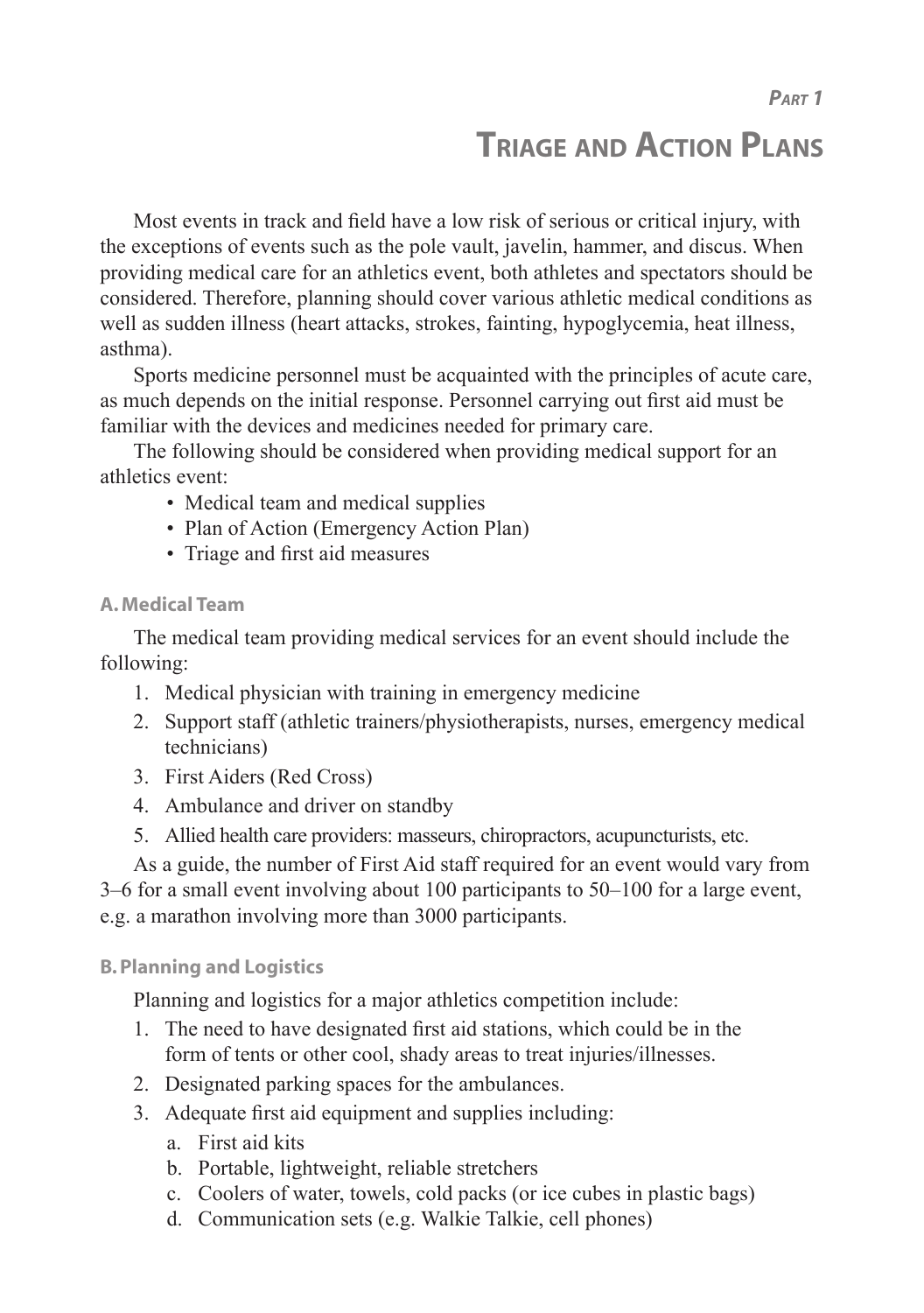*Part 1*

# Triage and Action Plans

Most events in track and field have a low risk of serious or critical injury, with the exceptions of events such as the pole vault, javelin, hammer, and discus. When providing medical care for an athletics event, both athletes and spectators should be considered. Therefore, planning should cover various athletic medical conditions as well as sudden illness (heart attacks, strokes, fainting, hypoglycemia, heat illness, asthma).

Sports medicine personnel must be acquainted with the principles of acute care, as much depends on the initial response. Personnel carrying out first aid must be familiar with the devices and medicines needed for primary care.

The following should be considered when providing medical support for an athletics event:

- Medical team and medical supplies
- Plan of Action (Emergency Action Plan)
- Triage and first aid measures

### A. Medical Team

The medical team providing medical services for an event should include the following:

1. Medical physician with training in emergency medicine
2. Support staff (athletic trainers/physiotherapists, nurses, emergency medical technicians)
3. First Aiders (Red Cross)
4. Ambulance and driver on standby
5. Allied health care providers: masseurs, chiropractors, acupuncturists, etc.

As a guide, the number of First Aid staff required for an event would vary from 3–6 for a small event involving about 100 participants to 50–100 for a large event, e.g. a marathon involving more than 3000 participants.

### B. Planning and Logistics

Planning and logistics for a major athletics competition include:

1. The need to have designated first aid stations, which could be in the form of tents or other cool, shady areas to treat injuries/illnesses.
2. Designated parking spaces for the ambulances.
3. Adequate first aid equipment and supplies including:
   a. First aid kits
   b. Portable, lightweight, reliable stretchers
   c. Coolers of water, towels, cold packs (or ice cubes in plastic bags)
   d. Communication sets (e.g. Walkie Talkie, cell phones)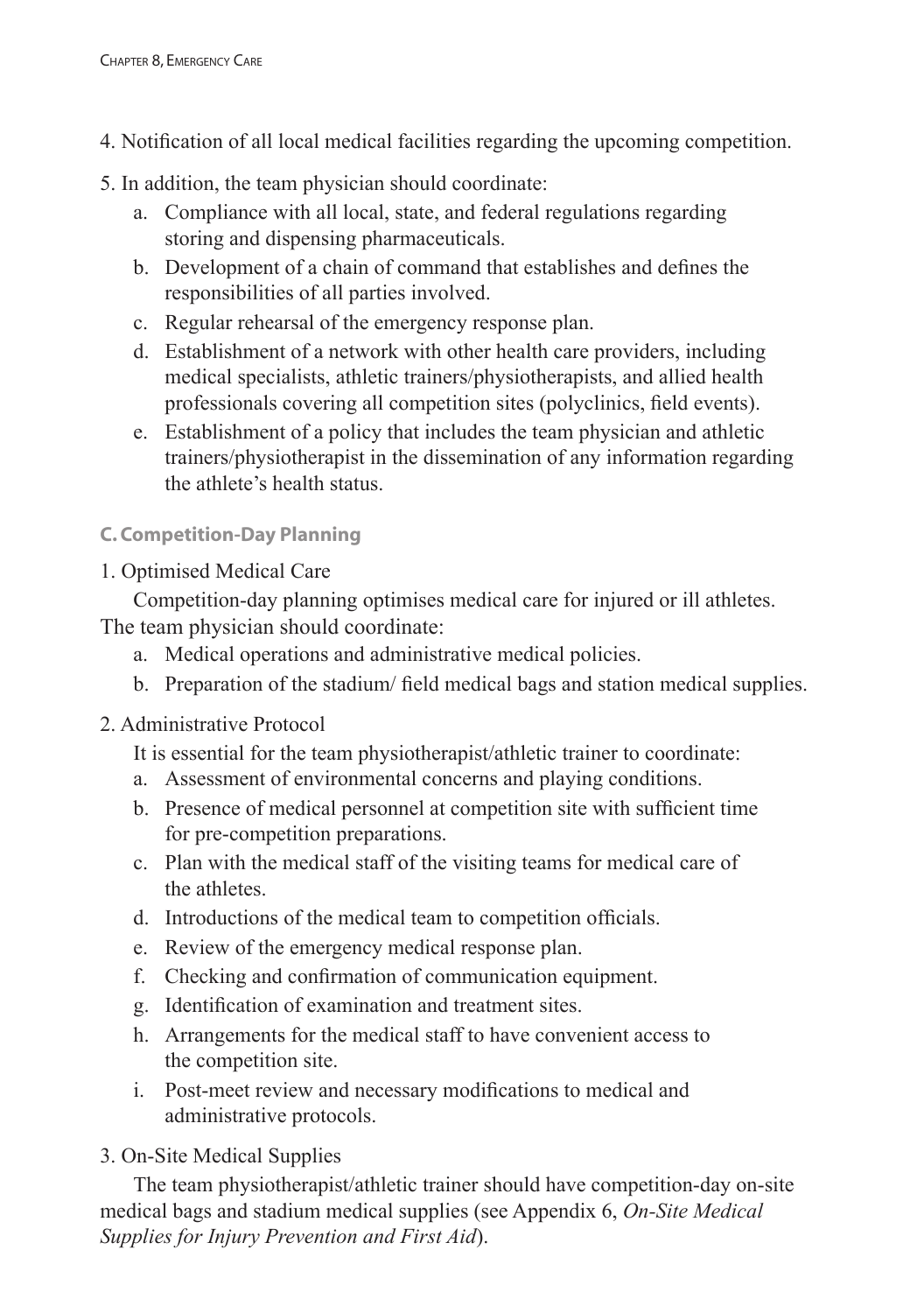4. Notification of all local medical facilities regarding the upcoming competition.

5. In addition, the team physician should coordinate:
   a. Compliance with all local, state, and federal regulations regarding storing and dispensing pharmaceuticals.
   b. Development of a chain of command that establishes and defines the responsibilities of all parties involved.
   c. Regular rehearsal of the emergency response plan.
   d. Establishment of a network with other health care providers, including medical specialists, athletic trainers/physiotherapists, and allied health professionals covering all competition sites (polyclinics, field events).
   e. Establishment of a policy that includes the team physician and athletic trainers/physiotherapist in the dissemination of any information regarding the athlete's health status.

### C. Competition-Day Planning

1. Optimised Medical Care

Competition-day planning optimises medical care for injured or ill athletes. The team physician should coordinate:

   a. Medical operations and administrative medical policies.
   b. Preparation of the stadium/ field medical bags and station medical supplies.

2. Administrative Protocol

It is essential for the team physiotherapist/athletic trainer to coordinate:

   a. Assessment of environmental concerns and playing conditions.
   b. Presence of medical personnel at competition site with sufficient time for pre-competition preparations.
   c. Plan with the medical staff of the visiting teams for medical care of the athletes.
   d. Introductions of the medical team to competition officials.
   e. Review of the emergency medical response plan.
   f. Checking and confirmation of communication equipment.
   g. Identification of examination and treatment sites.
   h. Arrangements for the medical staff to have convenient access to the competition site.
   i. Post-meet review and necessary modifications to medical and administrative protocols.

3. On-Site Medical Supplies

The team physiotherapist/athletic trainer should have competition-day on-site medical bags and stadium medical supplies (see Appendix 6, *On-Site Medical Supplies for Injury Prevention and First Aid*).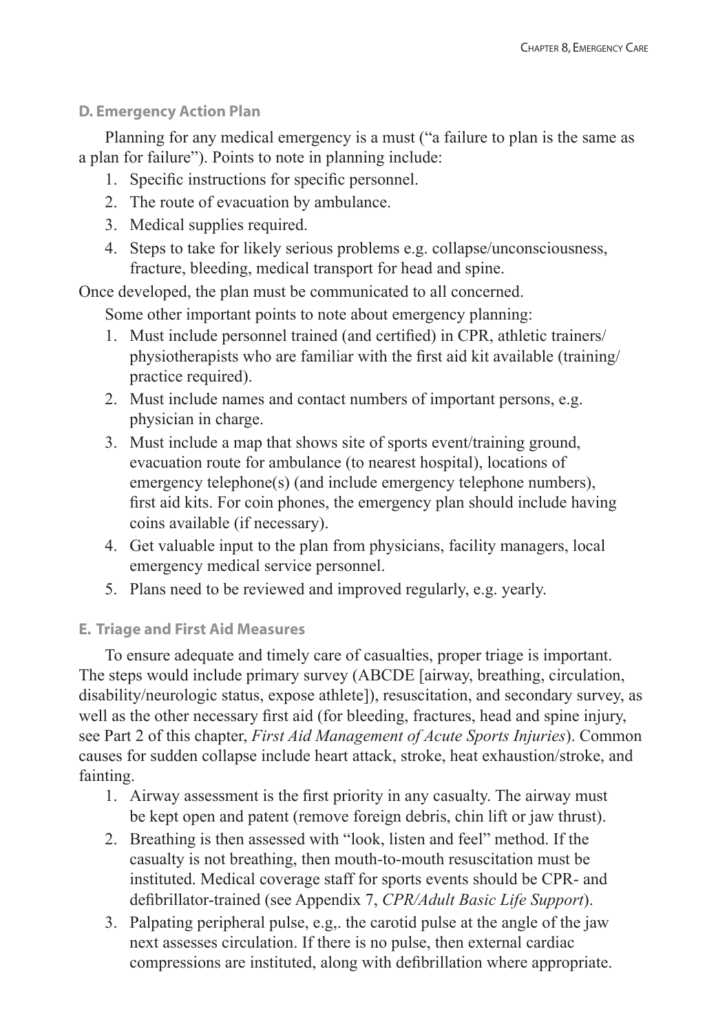### D. Emergency Action Plan

Planning for any medical emergency is a must ("a failure to plan is the same as a plan for failure"). Points to note in planning include:

1. Specific instructions for specific personnel.
2. The route of evacuation by ambulance.
3. Medical supplies required.
4. Steps to take for likely serious problems e.g. collapse/unconsciousness, fracture, bleeding, medical transport for head and spine.

Once developed, the plan must be communicated to all concerned.

Some other important points to note about emergency planning:

1. Must include personnel trained (and certified) in CPR, athletic trainers/physiotherapists who are familiar with the first aid kit available (training/practice required).
2. Must include names and contact numbers of important persons, e.g. physician in charge.
3. Must include a map that shows site of sports event/training ground, evacuation route for ambulance (to nearest hospital), locations of emergency telephone(s) (and include emergency telephone numbers), first aid kits. For coin phones, the emergency plan should include having coins available (if necessary).
4. Get valuable input to the plan from physicians, facility managers, local emergency medical service personnel.
5. Plans need to be reviewed and improved regularly, e.g. yearly.

### E. Triage and First Aid Measures

To ensure adequate and timely care of casualties, proper triage is important. The steps would include primary survey (ABCDE [airway, breathing, circulation, disability/neurologic status, expose athlete]), resuscitation, and secondary survey, as well as the other necessary first aid (for bleeding, fractures, head and spine injury, see Part 2 of this chapter, *First Aid Management of Acute Sports Injuries*). Common causes for sudden collapse include heart attack, stroke, heat exhaustion/stroke, and fainting.

1. Airway assessment is the first priority in any casualty. The airway must be kept open and patent (remove foreign debris, chin lift or jaw thrust).
2. Breathing is then assessed with "look, listen and feel" method. If the casualty is not breathing, then mouth-to-mouth resuscitation must be instituted. Medical coverage staff for sports events should be CPR- and defibrillator-trained (see Appendix 7, *CPR/Adult Basic Life Support*).
3. Palpating peripheral pulse, e.g,. the carotid pulse at the angle of the jaw next assesses circulation. If there is no pulse, then external cardiac compressions are instituted, along with defibrillation where appropriate.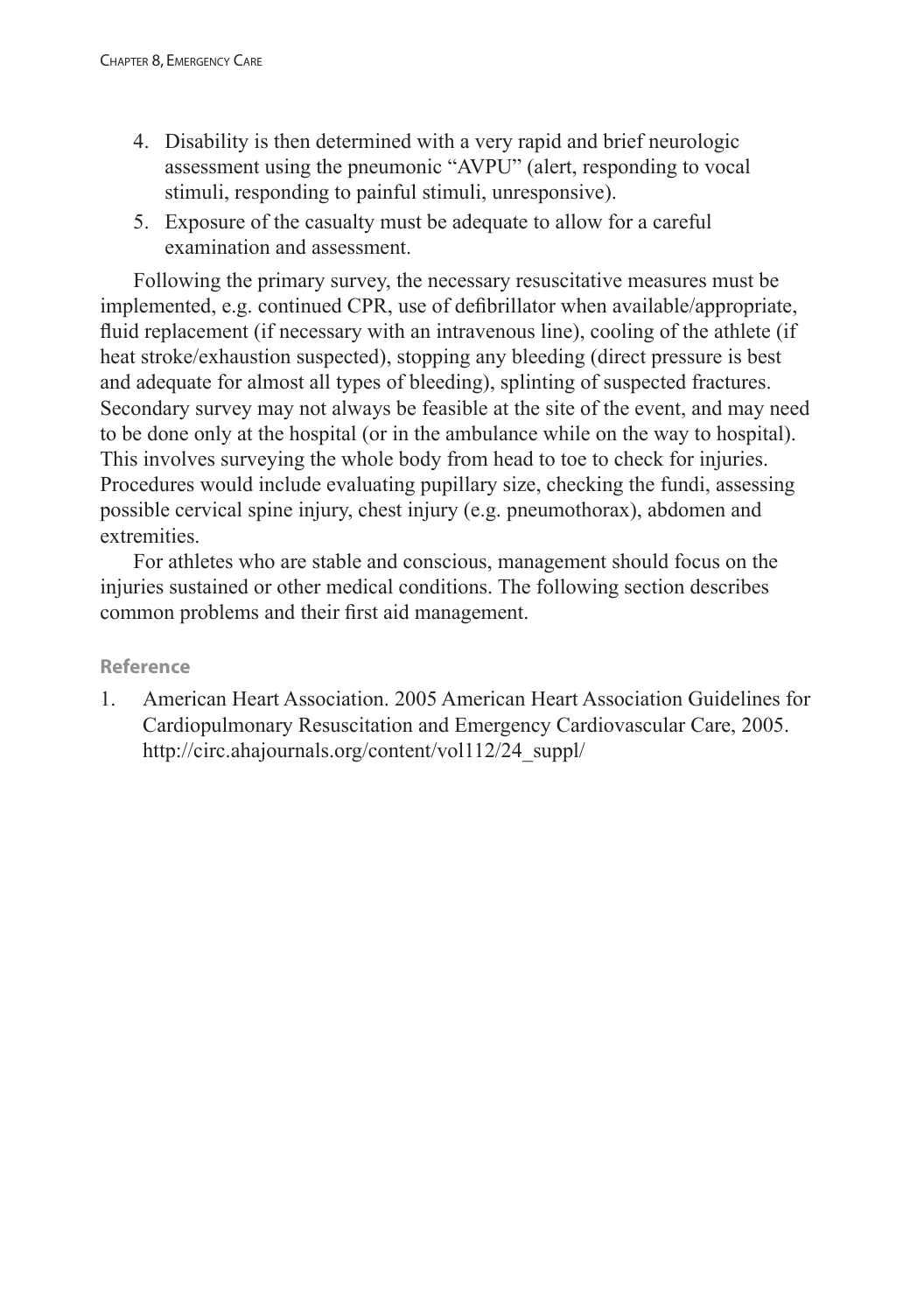4. Disability is then determined with a very rapid and brief neurologic assessment using the pneumonic "AVPU" (alert, responding to vocal stimuli, responding to painful stimuli, unresponsive).
5. Exposure of the casualty must be adequate to allow for a careful examination and assessment.

Following the primary survey, the necessary resuscitative measures must be implemented, e.g. continued CPR, use of defibrillator when available/appropriate, fluid replacement (if necessary with an intravenous line), cooling of the athlete (if heat stroke/exhaustion suspected), stopping any bleeding (direct pressure is best and adequate for almost all types of bleeding), splinting of suspected fractures. Secondary survey may not always be feasible at the site of the event, and may need to be done only at the hospital (or in the ambulance while on the way to hospital). This involves surveying the whole body from head to toe to check for injuries. Procedures would include evaluating pupillary size, checking the fundi, assessing possible cervical spine injury, chest injury (e.g. pneumothorax), abdomen and extremities.

For athletes who are stable and conscious, management should focus on the injuries sustained or other medical conditions. The following section describes common problems and their first aid management.

#### Reference

1. American Heart Association. 2005 American Heart Association Guidelines for Cardiopulmonary Resuscitation and Emergency Cardiovascular Care, 2005. http://circ.ahajournals.org/content/vol112/24_suppl/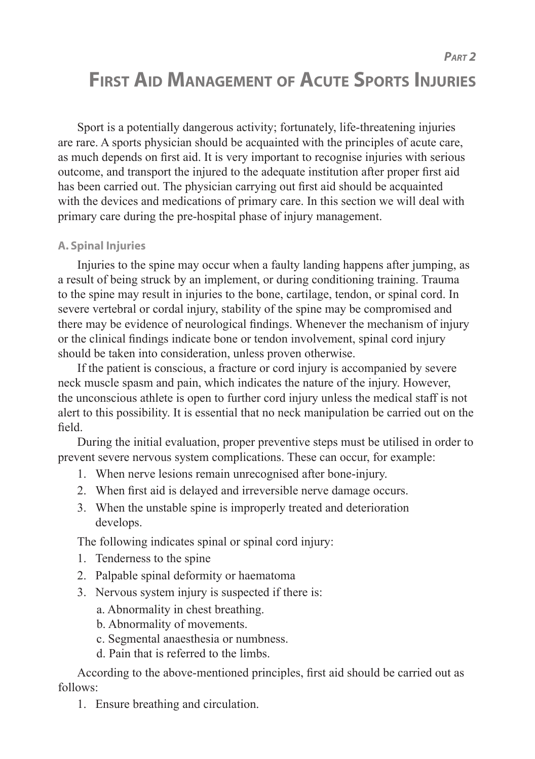*Part 2*

# First Aid Management of Acute Sports Injuries

Sport is a potentially dangerous activity; fortunately, life-threatening injuries are rare. A sports physician should be acquainted with the principles of acute care, as much depends on first aid. It is very important to recognise injuries with serious outcome, and transport the injured to the adequate institution after proper first aid has been carried out. The physician carrying out first aid should be acquainted with the devices and medications of primary care. In this section we will deal with primary care during the pre-hospital phase of injury management.

## A. Spinal Injuries

Injuries to the spine may occur when a faulty landing happens after jumping, as a result of being struck by an implement, or during conditioning training. Trauma to the spine may result in injuries to the bone, cartilage, tendon, or spinal cord. In severe vertebral or cordal injury, stability of the spine may be compromised and there may be evidence of neurological findings. Whenever the mechanism of injury or the clinical findings indicate bone or tendon involvement, spinal cord injury should be taken into consideration, unless proven otherwise.

If the patient is conscious, a fracture or cord injury is accompanied by severe neck muscle spasm and pain, which indicates the nature of the injury. However, the unconscious athlete is open to further cord injury unless the medical staff is not alert to this possibility. It is essential that no neck manipulation be carried out on the field.

During the initial evaluation, proper preventive steps must be utilised in order to prevent severe nervous system complications. These can occur, for example:

1. When nerve lesions remain unrecognised after bone-injury.
2. When first aid is delayed and irreversible nerve damage occurs.
3. When the unstable spine is improperly treated and deterioration develops.

The following indicates spinal or spinal cord injury:

1. Tenderness to the spine
2. Palpable spinal deformity or haematoma
3. Nervous system injury is suspected if there is:
   a. Abnormality in chest breathing.
   b. Abnormality of movements.
   c. Segmental anaesthesia or numbness.
   d. Pain that is referred to the limbs.

According to the above-mentioned principles, first aid should be carried out as follows:

1. Ensure breathing and circulation.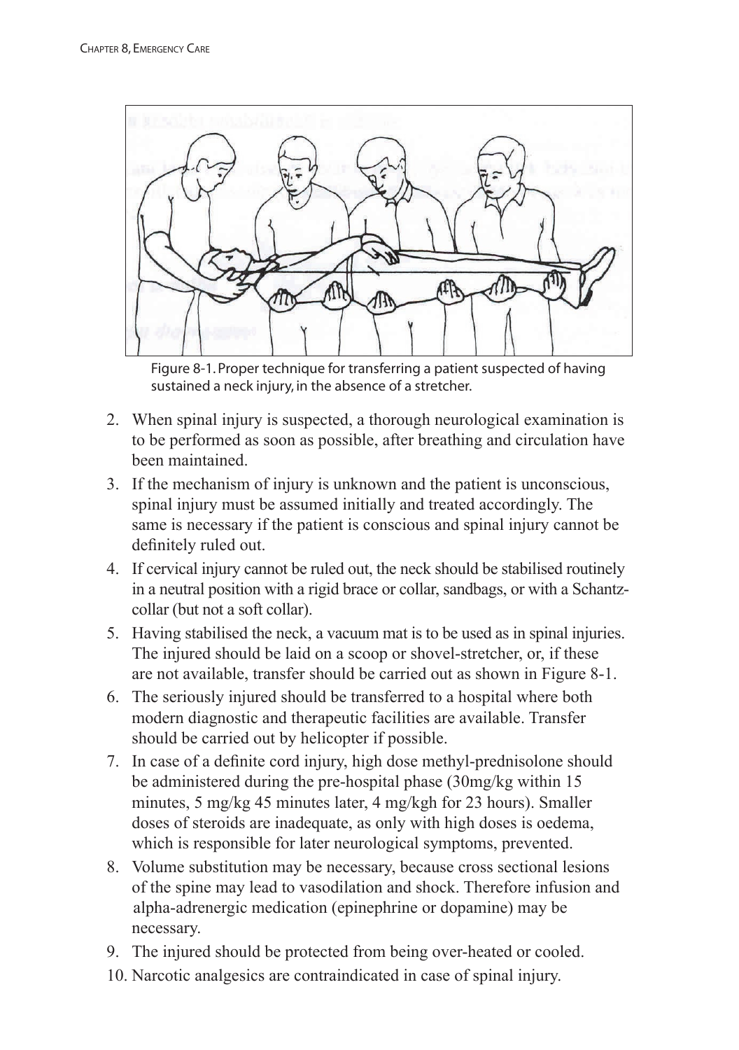Figure 8-1. Proper technique for transferring a patient suspected of having sustained a neck injury, in the absence of a stretcher.

2. When spinal injury is suspected, a thorough neurological examination is to be performed as soon as possible, after breathing and circulation have been maintained.
3. If the mechanism of injury is unknown and the patient is unconscious, spinal injury must be assumed initially and treated accordingly. The same is necessary if the patient is conscious and spinal injury cannot be definitely ruled out.
4. If cervical injury cannot be ruled out, the neck should be stabilised routinely in a neutral position with a rigid brace or collar, sandbags, or with a Schantz-collar (but not a soft collar).
5. Having stabilised the neck, a vacuum mat is to be used as in spinal injuries. The injured should be laid on a scoop or shovel-stretcher, or, if these are not available, transfer should be carried out as shown in Figure 8-1.
6. The seriously injured should be transferred to a hospital where both modern diagnostic and therapeutic facilities are available. Transfer should be carried out by helicopter if possible.
7. In case of a definite cord injury, high dose methyl-prednisolone should be administered during the pre-hospital phase (30mg/kg within 15 minutes, 5 mg/kg 45 minutes later, 4 mg/kgh for 23 hours). Smaller doses of steroids are inadequate, as only with high doses is oedema, which is responsible for later neurological symptoms, prevented.
8. Volume substitution may be necessary, because cross sectional lesions of the spine may lead to vasodilation and shock. Therefore infusion and alpha-adrenergic medication (epinephrine or dopamine) may be necessary.
9. The injured should be protected from being over-heated or cooled.
10. Narcotic analgesics are contraindicated in case of spinal injury.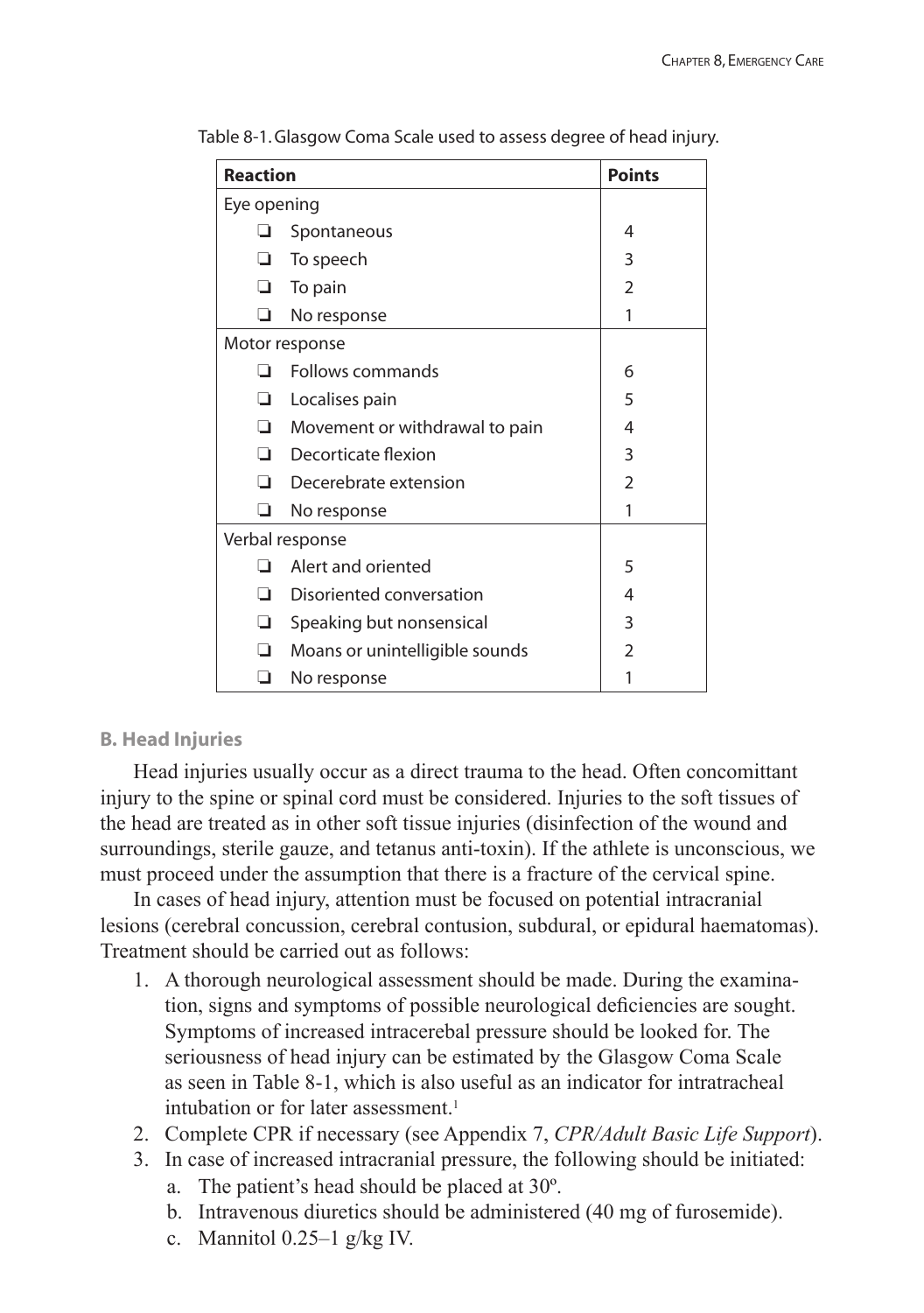Table 8-1. Glasgow Coma Scale used to assess degree of head injury.

| Reaction | Points |
|---|---|
| Eye opening | |
| ❑ Spontaneous | 4 |
| ❑ To speech | 3 |
| ❑ To pain | 2 |
| ❑ No response | 1 |
| Motor response | |
| ❑ Follows commands | 6 |
| ❑ Localises pain | 5 |
| ❑ Movement or withdrawal to pain | 4 |
| ❑ Decorticate flexion | 3 |
| ❑ Decerebrate extension | 2 |
| ❑ No response | 1 |
| Verbal response | |
| ❑ Alert and oriented | 5 |
| ❑ Disoriented conversation | 4 |
| ❑ Speaking but nonsensical | 3 |
| ❑ Moans or unintelligible sounds | 2 |
| ❑ No response | 1 |

### B. Head Injuries

Head injuries usually occur as a direct trauma to the head. Often concomittant injury to the spine or spinal cord must be considered. Injuries to the soft tissues of the head are treated as in other soft tissue injuries (disinfection of the wound and surroundings, sterile gauze, and tetanus anti-toxin). If the athlete is unconscious, we must proceed under the assumption that there is a fracture of the cervical spine.

In cases of head injury, attention must be focused on potential intracranial lesions (cerebral concussion, cerebral contusion, subdural, or epidural haematomas). Treatment should be carried out as follows:

1. A thorough neurological assessment should be made. During the examination, signs and symptoms of possible neurological deficiencies are sought. Symptoms of increased intracerebal pressure should be looked for. The seriousness of head injury can be estimated by the Glasgow Coma Scale as seen in Table 8-1, which is also useful as an indicator for intratracheal intubation or for later assessment.[1]
2. Complete CPR if necessary (see Appendix 7, *CPR/Adult Basic Life Support*).
3. In case of increased intracranial pressure, the following should be initiated:
   a. The patient's head should be placed at 30º.
   b. Intravenous diuretics should be administered (40 mg of furosemide).
   c. Mannitol 0.25–1 g/kg IV.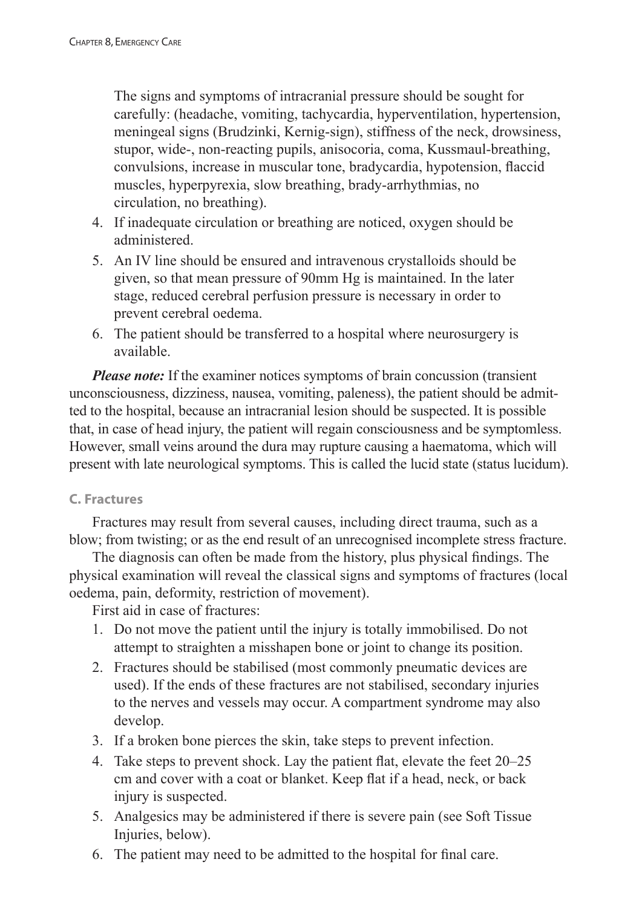The signs and symptoms of intracranial pressure should be sought for carefully: (headache, vomiting, tachycardia, hyperventilation, hypertension, meningeal signs (Brudzinki, Kernig-sign), stiffness of the neck, drowsiness, stupor, wide-, non-reacting pupils, anisocoria, coma, Kussmaul-breathing, convulsions, increase in muscular tone, bradycardia, hypotension, flaccid muscles, hyperpyrexia, slow breathing, brady-arrhythmias, no circulation, no breathing).

4. If inadequate circulation or breathing are noticed, oxygen should be administered.
5. An IV line should be ensured and intravenous crystalloids should be given, so that mean pressure of 90mm Hg is maintained. In the later stage, reduced cerebral perfusion pressure is necessary in order to prevent cerebral oedema.
6. The patient should be transferred to a hospital where neurosurgery is available.

***Please note:*** If the examiner notices symptoms of brain concussion (transient unconsciousness, dizziness, nausea, vomiting, paleness), the patient should be admitted to the hospital, because an intracranial lesion should be suspected. It is possible that, in case of head injury, the patient will regain consciousness and be symptomless. However, small veins around the dura may rupture causing a haematoma, which will present with late neurological symptoms. This is called the lucid state (status lucidum).

### C. Fractures

Fractures may result from several causes, including direct trauma, such as a blow; from twisting; or as the end result of an unrecognised incomplete stress fracture.

The diagnosis can often be made from the history, plus physical findings. The physical examination will reveal the classical signs and symptoms of fractures (local oedema, pain, deformity, restriction of movement).

First aid in case of fractures:

1. Do not move the patient until the injury is totally immobilised. Do not attempt to straighten a misshapen bone or joint to change its position.
2. Fractures should be stabilised (most commonly pneumatic devices are used). If the ends of these fractures are not stabilised, secondary injuries to the nerves and vessels may occur. A compartment syndrome may also develop.
3. If a broken bone pierces the skin, take steps to prevent infection.
4. Take steps to prevent shock. Lay the patient flat, elevate the feet 20–25 cm and cover with a coat or blanket. Keep flat if a head, neck, or back injury is suspected.
5. Analgesics may be administered if there is severe pain (see Soft Tissue Injuries, below).
6. The patient may need to be admitted to the hospital for final care.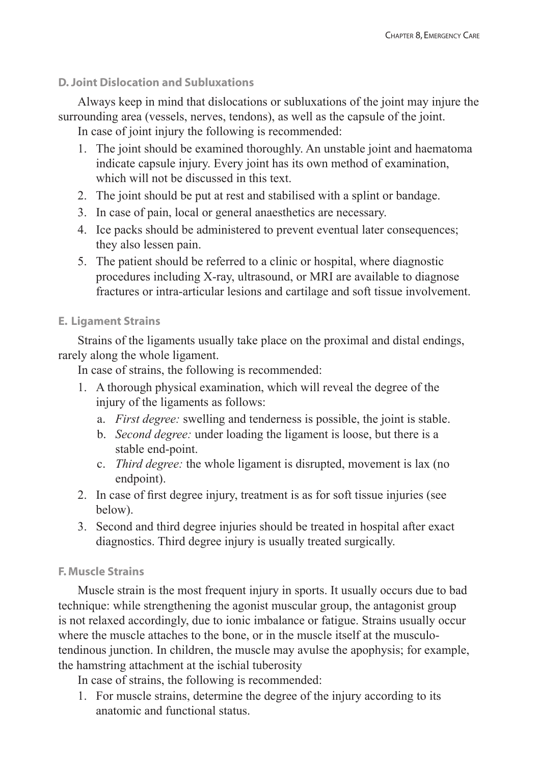### D. Joint Dislocation and Subluxations

Always keep in mind that dislocations or subluxations of the joint may injure the surrounding area (vessels, nerves, tendons), as well as the capsule of the joint.

In case of joint injury the following is recommended:

1. The joint should be examined thoroughly. An unstable joint and haematoma indicate capsule injury. Every joint has its own method of examination, which will not be discussed in this text.
2. The joint should be put at rest and stabilised with a splint or bandage.
3. In case of pain, local or general anaesthetics are necessary.
4. Ice packs should be administered to prevent eventual later consequences; they also lessen pain.
5. The patient should be referred to a clinic or hospital, where diagnostic procedures including X-ray, ultrasound, or MRI are available to diagnose fractures or intra-articular lesions and cartilage and soft tissue involvement.

### E. Ligament Strains

Strains of the ligaments usually take place on the proximal and distal endings, rarely along the whole ligament.

In case of strains, the following is recommended:

1. A thorough physical examination, which will reveal the degree of the injury of the ligaments as follows:
   a. *First degree:* swelling and tenderness is possible, the joint is stable.
   b. *Second degree:* under loading the ligament is loose, but there is a stable end-point.
   c. *Third degree:* the whole ligament is disrupted, movement is lax (no endpoint).
2. In case of first degree injury, treatment is as for soft tissue injuries (see below).
3. Second and third degree injuries should be treated in hospital after exact diagnostics. Third degree injury is usually treated surgically.

### F. Muscle Strains

Muscle strain is the most frequent injury in sports. It usually occurs due to bad technique: while strengthening the agonist muscular group, the antagonist group is not relaxed accordingly, due to ionic imbalance or fatigue. Strains usually occur where the muscle attaches to the bone, or in the muscle itself at the musculo-tendinous junction. In children, the muscle may avulse the apophysis; for example, the hamstring attachment at the ischial tuberosity

In case of strains, the following is recommended:

1. For muscle strains, determine the degree of the injury according to its anatomic and functional status.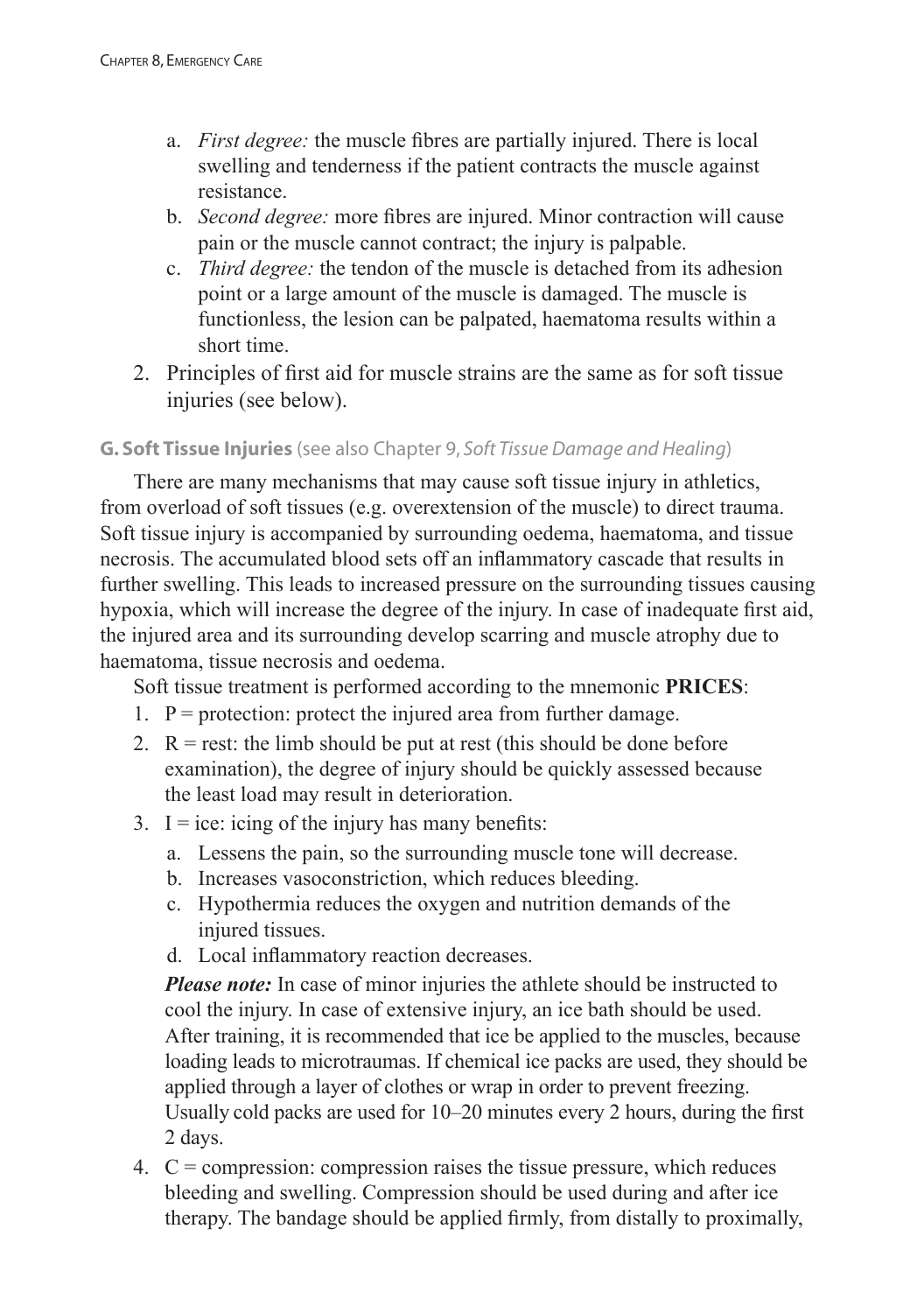a. *First degree:* the muscle fibres are partially injured. There is local swelling and tenderness if the patient contracts the muscle against resistance.
   b. *Second degree:* more fibres are injured. Minor contraction will cause pain or the muscle cannot contract; the injury is palpable.
   c. *Third degree:* the tendon of the muscle is detached from its adhesion point or a large amount of the muscle is damaged. The muscle is functionless, the lesion can be palpated, haematoma results within a short time.
2. Principles of first aid for muscle strains are the same as for soft tissue injuries (see below).

### G. Soft Tissue Injuries (see also Chapter 9, *Soft Tissue Damage and Healing*)

There are many mechanisms that may cause soft tissue injury in athletics, from overload of soft tissues (e.g. overextension of the muscle) to direct trauma. Soft tissue injury is accompanied by surrounding oedema, haematoma, and tissue necrosis. The accumulated blood sets off an inflammatory cascade that results in further swelling. This leads to increased pressure on the surrounding tissues causing hypoxia, which will increase the degree of the injury. In case of inadequate first aid, the injured area and its surrounding develop scarring and muscle atrophy due to haematoma, tissue necrosis and oedema.

Soft tissue treatment is performed according to the mnemonic **PRICES**:

1. P = protection: protect the injured area from further damage.
2. R = rest: the limb should be put at rest (this should be done before examination), the degree of injury should be quickly assessed because the least load may result in deterioration.
3. I = ice: icing of the injury has many benefits:
   a. Lessens the pain, so the surrounding muscle tone will decrease.
   b. Increases vasoconstriction, which reduces bleeding.
   c. Hypothermia reduces the oxygen and nutrition demands of the injured tissues.
   d. Local inflammatory reaction decreases.

   ***Please note:*** In case of minor injuries the athlete should be instructed to cool the injury. In case of extensive injury, an ice bath should be used. After training, it is recommended that ice be applied to the muscles, because loading leads to microtraumas. If chemical ice packs are used, they should be applied through a layer of clothes or wrap in order to prevent freezing. Usually cold packs are used for 10–20 minutes every 2 hours, during the first 2 days.
4. C = compression: compression raises the tissue pressure, which reduces bleeding and swelling. Compression should be used during and after ice therapy. The bandage should be applied firmly, from distally to proximally,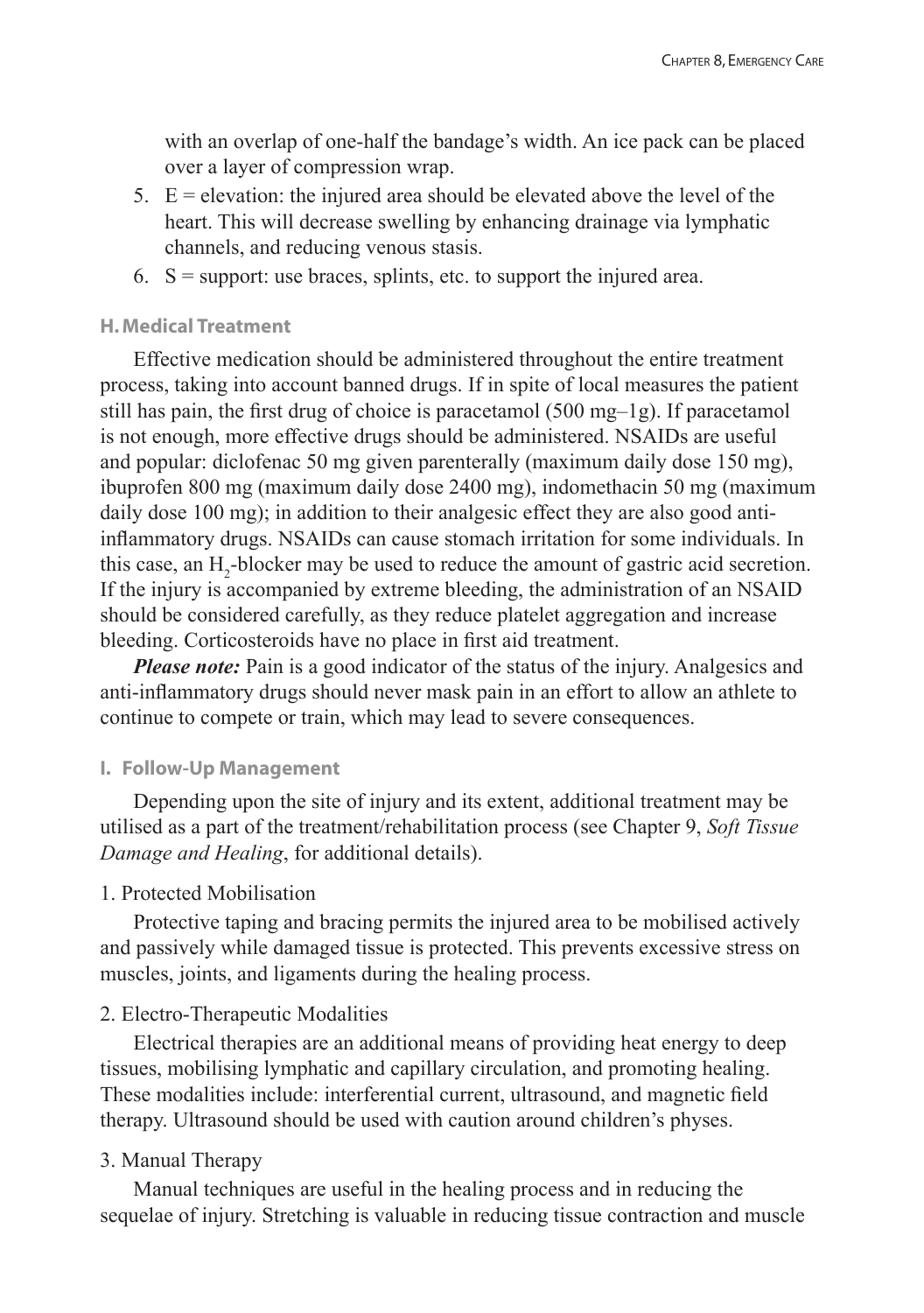with an overlap of one-half the bandage's width. An ice pack can be placed over a layer of compression wrap.

5. E = elevation: the injured area should be elevated above the level of the heart. This will decrease swelling by enhancing drainage via lymphatic channels, and reducing venous stasis.
6. S = support: use braces, splints, etc. to support the injured area.

### H. Medical Treatment

Effective medication should be administered throughout the entire treatment process, taking into account banned drugs. If in spite of local measures the patient still has pain, the first drug of choice is paracetamol (500 mg–1g). If paracetamol is not enough, more effective drugs should be administered. NSAIDs are useful and popular: diclofenac 50 mg given parenterally (maximum daily dose 150 mg), ibuprofen 800 mg (maximum daily dose 2400 mg), indomethacin 50 mg (maximum daily dose 100 mg); in addition to their analgesic effect they are also good anti-inflammatory drugs. NSAIDs can cause stomach irritation for some individuals. In this case, an $H_2$-blocker may be used to reduce the amount of gastric acid secretion. If the injury is accompanied by extreme bleeding, the administration of an NSAID should be considered carefully, as they reduce platelet aggregation and increase bleeding. Corticosteroids have no place in first aid treatment.

***Please note:*** Pain is a good indicator of the status of the injury. Analgesics and anti-inflammatory drugs should never mask pain in an effort to allow an athlete to continue to compete or train, which may lead to severe consequences.

### I. Follow-Up Management

Depending upon the site of injury and its extent, additional treatment may be utilised as a part of the treatment/rehabilitation process (see Chapter 9, *Soft Tissue Damage and Healing*, for additional details).

1. Protected Mobilisation

Protective taping and bracing permits the injured area to be mobilised actively and passively while damaged tissue is protected. This prevents excessive stress on muscles, joints, and ligaments during the healing process.

2. Electro-Therapeutic Modalities

Electrical therapies are an additional means of providing heat energy to deep tissues, mobilising lymphatic and capillary circulation, and promoting healing. These modalities include: interferential current, ultrasound, and magnetic field therapy. Ultrasound should be used with caution around children's physes.

3. Manual Therapy

Manual techniques are useful in the healing process and in reducing the sequelae of injury. Stretching is valuable in reducing tissue contraction and muscle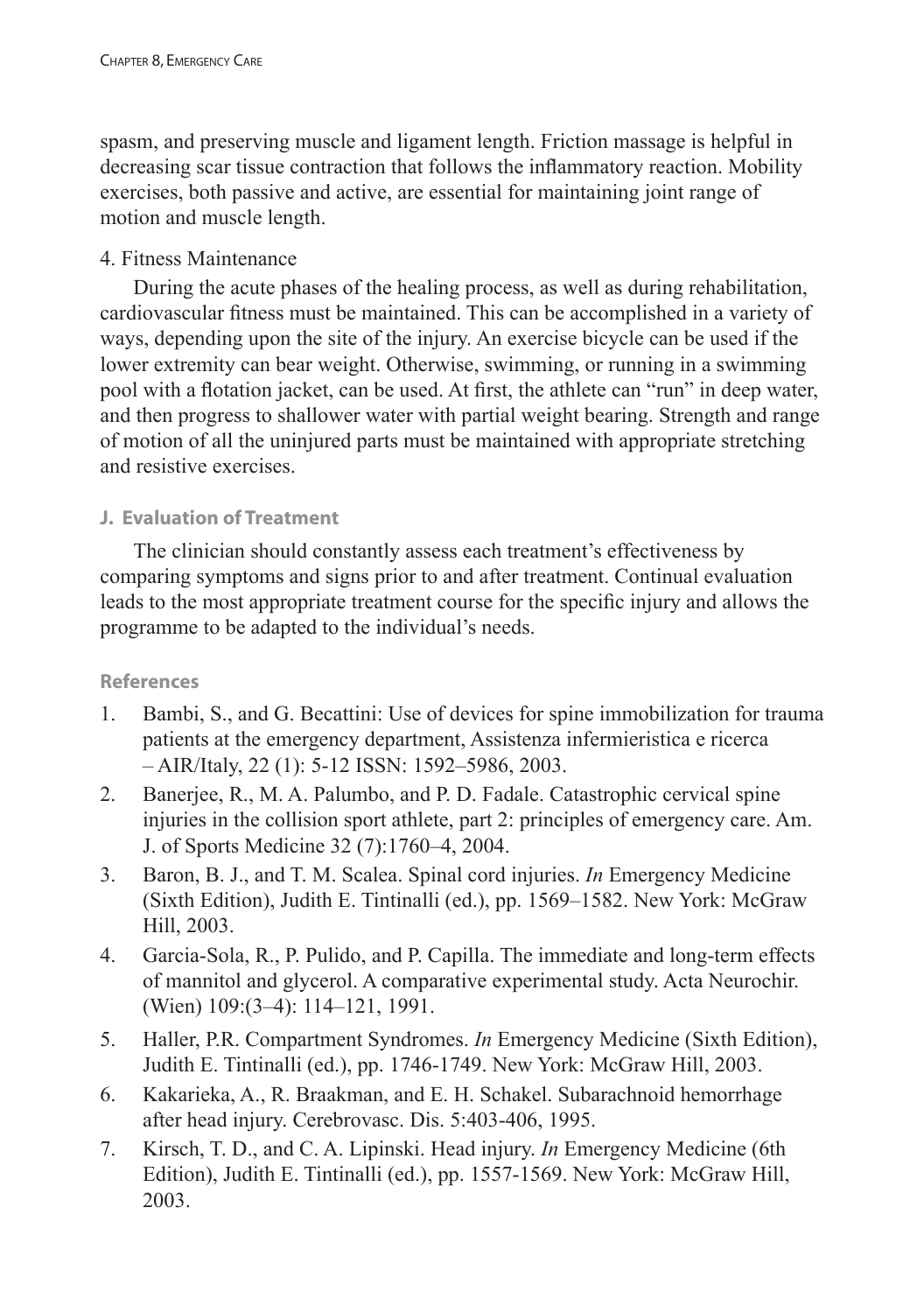spasm, and preserving muscle and ligament length. Friction massage is helpful in decreasing scar tissue contraction that follows the inflammatory reaction. Mobility exercises, both passive and active, are essential for maintaining joint range of motion and muscle length.

4. Fitness Maintenance

During the acute phases of the healing process, as well as during rehabilitation, cardiovascular fitness must be maintained. This can be accomplished in a variety of ways, depending upon the site of the injury. An exercise bicycle can be used if the lower extremity can bear weight. Otherwise, swimming, or running in a swimming pool with a flotation jacket, can be used. At first, the athlete can "run" in deep water, and then progress to shallower water with partial weight bearing. Strength and range of motion of all the uninjured parts must be maintained with appropriate stretching and resistive exercises.

### J. Evaluation of Treatment

The clinician should constantly assess each treatment's effectiveness by comparing symptoms and signs prior to and after treatment. Continual evaluation leads to the most appropriate treatment course for the specific injury and allows the programme to be adapted to the individual's needs.

### References

1. Bambi, S., and G. Becattini: Use of devices for spine immobilization for trauma patients at the emergency department, Assistenza infermieristica e ricerca – AIR/Italy, 22 (1): 5-12 ISSN: 1592–5986, 2003.
2. Banerjee, R., M. A. Palumbo, and P. D. Fadale. Catastrophic cervical spine injuries in the collision sport athlete, part 2: principles of emergency care. Am. J. of Sports Medicine 32 (7):1760–4, 2004.
3. Baron, B. J., and T. M. Scalea. Spinal cord injuries. *In* Emergency Medicine (Sixth Edition), Judith E. Tintinalli (ed.), pp. 1569–1582. New York: McGraw Hill, 2003.
4. Garcia-Sola, R., P. Pulido, and P. Capilla. The immediate and long-term effects of mannitol and glycerol. A comparative experimental study. Acta Neurochir. (Wien) 109:(3–4): 114–121, 1991.
5. Haller, P.R. Compartment Syndromes. *In* Emergency Medicine (Sixth Edition), Judith E. Tintinalli (ed.), pp. 1746-1749. New York: McGraw Hill, 2003.
6. Kakarieka, A., R. Braakman, and E. H. Schakel. Subarachnoid hemorrhage after head injury. Cerebrovasc. Dis. 5:403-406, 1995.
7. Kirsch, T. D., and C. A. Lipinski. Head injury. *In* Emergency Medicine (6th Edition), Judith E. Tintinalli (ed.), pp. 1557-1569. New York: McGraw Hill, 2003.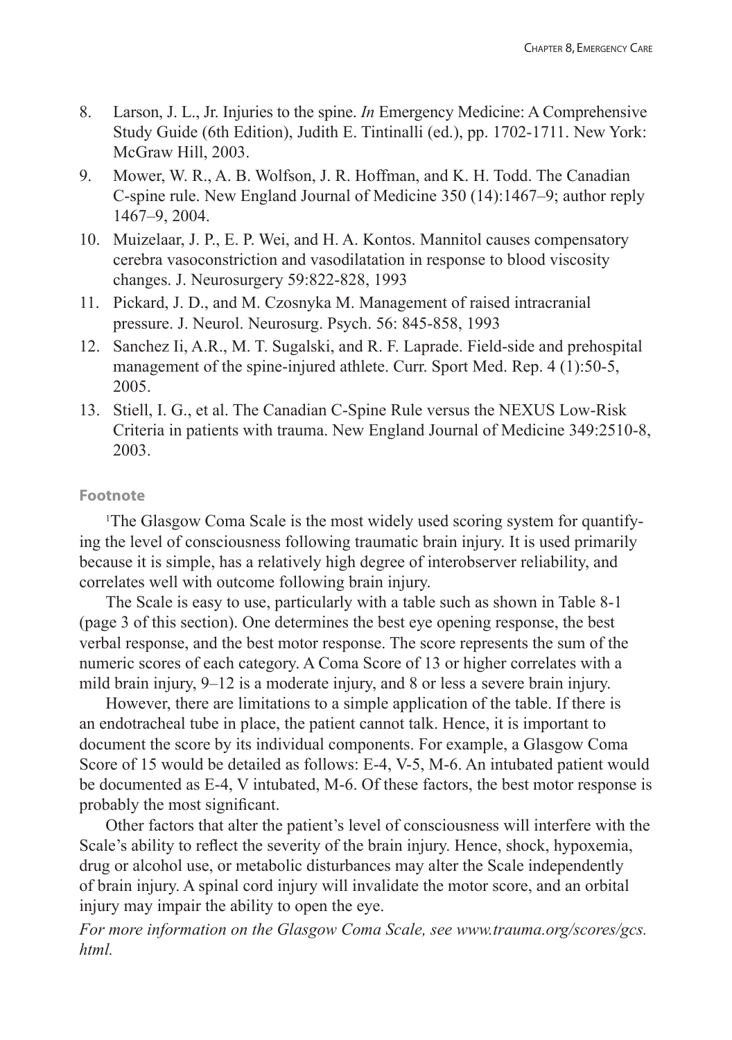8. Larson, J. L., Jr. Injuries to the spine. *In* Emergency Medicine: A Comprehensive Study Guide (6th Edition), Judith E. Tintinalli (ed.), pp. 1702-1711. New York: McGraw Hill, 2003.
9. Mower, W. R., A. B. Wolfson, J. R. Hoffman, and K. H. Todd. The Canadian C-spine rule. New England Journal of Medicine 350 (14):1467–9; author reply 1467–9, 2004.
10. Muizelaar, J. P., E. P. Wei, and H. A. Kontos. Mannitol causes compensatory cerebra vasoconstriction and vasodilatation in response to blood viscosity changes. J. Neurosurgery 59:822-828, 1993
11. Pickard, J. D., and M. Czosnyka M. Management of raised intracranial pressure. J. Neurol. Neurosurg. Psych. 56: 845-858, 1993
12. Sanchez Ii, A.R., M. T. Sugalski, and R. F. Laprade. Field-side and prehospital management of the spine-injured athlete. Curr. Sport Med. Rep. 4 (1):50-5, 2005.
13. Stiell, I. G., et al. The Canadian C-Spine Rule versus the NEXUS Low-Risk Criteria in patients with trauma. New England Journal of Medicine 349:2510-8, 2003.

#### Footnote

[1]The Glasgow Coma Scale is the most widely used scoring system for quantifying the level of consciousness following traumatic brain injury. It is used primarily because it is simple, has a relatively high degree of interobserver reliability, and correlates well with outcome following brain injury.

The Scale is easy to use, particularly with a table such as shown in Table 8-1 (page 3 of this section). One determines the best eye opening response, the best verbal response, and the best motor response. The score represents the sum of the numeric scores of each category. A Coma Score of 13 or higher correlates with a mild brain injury, 9–12 is a moderate injury, and 8 or less a severe brain injury.

However, there are limitations to a simple application of the table. If there is an endotracheal tube in place, the patient cannot talk. Hence, it is important to document the score by its individual components. For example, a Glasgow Coma Score of 15 would be detailed as follows: E-4, V-5, M-6. An intubated patient would be documented as E-4, V intubated, M-6. Of these factors, the best motor response is probably the most significant.

Other factors that alter the patient's level of consciousness will interfere with the Scale's ability to reflect the severity of the brain injury. Hence, shock, hypoxemia, drug or alcohol use, or metabolic disturbances may alter the Scale independently of brain injury. A spinal cord injury will invalidate the motor score, and an orbital injury may impair the ability to open the eye.

*For more information on the Glasgow Coma Scale, see www.trauma.org/scores/gcs.html.*